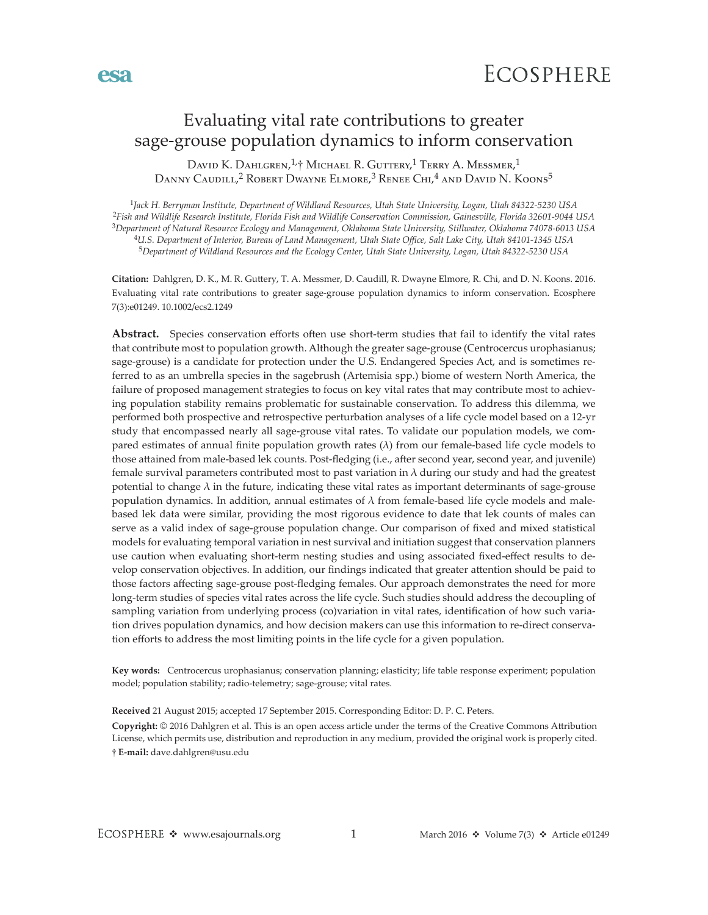# Evaluating vital rate contributions to greater sage-grouse population dynamics to inform conservation

David K. Dahlgren,[1,†] Michael R. Guttery,[1] Terry A. Messmer,[1] Danny Caudill,[2] Robert Dwayne Elmore,[3] Renee Chi,[4] and David N. Koons[5]

[1]Jack H. Berryman Institute, Department of Wildland Resources, Utah State University, Logan, Utah 84322-5230 USA
[2]Fish and Wildlife Research Institute, Florida Fish and Wildlife Conservation Commission, Gainesville, Florida 32601-9044 USA
[3]Department of Natural Resource Ecology and Management, Oklahoma State University, Stillwater, Oklahoma 74078-6013 USA
[4]U.S. Department of Interior, Bureau of Land Management, Utah State Office, Salt Lake City, Utah 84101-1345 USA
[5]Department of Wildland Resources and the Ecology Center, Utah State University, Logan, Utah 84322-5230 USA

**Citation:** Dahlgren, D. K., M. R. Guttery, T. A. Messmer, D. Caudill, R. Dwayne Elmore, R. Chi, and D. N. Koons. 2016. Evaluating vital rate contributions to greater sage-grouse population dynamics to inform conservation. Ecosphere 7(3):e01249. 10.1002/ecs2.1249

**Abstract.** Species conservation efforts often use short-term studies that fail to identify the vital rates that contribute most to population growth. Although the greater sage-grouse (Centrocercus urophasianus; sage-grouse) is a candidate for protection under the U.S. Endangered Species Act, and is sometimes referred to as an umbrella species in the sagebrush (Artemisia spp.) biome of western North America, the failure of proposed management strategies to focus on key vital rates that may contribute most to achieving population stability remains problematic for sustainable conservation. To address this dilemma, we performed both prospective and retrospective perturbation analyses of a life cycle model based on a 12-yr study that encompassed nearly all sage-grouse vital rates. To validate our population models, we compared estimates of annual finite population growth rates ($\lambda$) from our female-based life cycle models to those attained from male-based lek counts. Post-fledging (i.e., after second year, second year, and juvenile) female survival parameters contributed most to past variation in $\lambda$ during our study and had the greatest potential to change $\lambda$ in the future, indicating these vital rates as important determinants of sage-grouse population dynamics. In addition, annual estimates of $\lambda$ from female-based life cycle models and male-based lek data were similar, providing the most rigorous evidence to date that lek counts of males can serve as a valid index of sage-grouse population change. Our comparison of fixed and mixed statistical models for evaluating temporal variation in nest survival and initiation suggest that conservation planners use caution when evaluating short-term nesting studies and using associated fixed-effect results to develop conservation objectives. In addition, our findings indicated that greater attention should be paid to those factors affecting sage-grouse post-fledging females. Our approach demonstrates the need for more long-term studies of species vital rates across the life cycle. Such studies should address the decoupling of sampling variation from underlying process (co)variation in vital rates, identification of how such variation drives population dynamics, and how decision makers can use this information to re-direct conservation efforts to address the most limiting points in the life cycle for a given population.

**Key words:** Centrocercus urophasianus; conservation planning; elasticity; life table response experiment; population model; population stability; radio-telemetry; sage-grouse; vital rates.

**Received** 21 August 2015; accepted 17 September 2015. Corresponding Editor: D. P. C. Peters.

**Copyright:** © 2016 Dahlgren et al. This is an open access article under the terms of the Creative Commons Attribution License, which permits use, distribution and reproduction in any medium, provided the original work is properly cited.
† **E-mail:** dave.dahlgren@usu.edu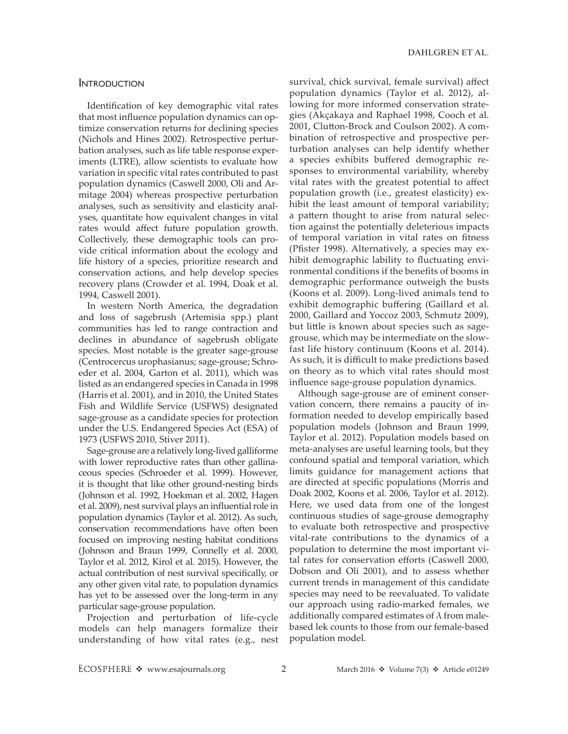## Introduction

Identification of key demographic vital rates that most influence population dynamics can optimize conservation returns for declining species (Nichols and Hines 2002). Retrospective perturbation analyses, such as life table response experiments (LTRE), allow scientists to evaluate how variation in specific vital rates contributed to past population dynamics (Caswell 2000, Oli and Armitage 2004) whereas prospective perturbation analyses, such as sensitivity and elasticity analyses, quantitate how equivalent changes in vital rates would affect future population growth. Collectively, these demographic tools can provide critical information about the ecology and life history of a species, prioritize research and conservation actions, and help develop species recovery plans (Crowder et al. 1994, Doak et al. 1994, Caswell 2001).

In western North America, the degradation and loss of sagebrush (Artemisia spp.) plant communities has led to range contraction and declines in abundance of sagebrush obligate species. Most notable is the greater sage-grouse (Centrocercus urophasianus; sage-grouse; Schroeder et al. 2004, Garton et al. 2011), which was listed as an endangered species in Canada in 1998 (Harris et al. 2001), and in 2010, the United States Fish and Wildlife Service (USFWS) designated sage-grouse as a candidate species for protection under the U.S. Endangered Species Act (ESA) of 1973 (USFWS 2010, Stiver 2011).

Sage-grouse are a relatively long-lived galliforme with lower reproductive rates than other gallinaceous species (Schroeder et al. 1999). However, it is thought that like other ground-nesting birds (Johnson et al. 1992, Hoekman et al. 2002, Hagen et al. 2009), nest survival plays an influential role in population dynamics (Taylor et al. 2012). As such, conservation recommendations have often been focused on improving nesting habitat conditions (Johnson and Braun 1999, Connelly et al. 2000, Taylor et al. 2012, Kirol et al. 2015). However, the actual contribution of nest survival specifically, or any other given vital rate, to population dynamics has yet to be assessed over the long-term in any particular sage-grouse population.

Projection and perturbation of life-cycle models can help managers formalize their understanding of how vital rates (e.g., nest survival, chick survival, female survival) affect population dynamics (Taylor et al. 2012), allowing for more informed conservation strategies (Akçakaya and Raphael 1998, Cooch et al. 2001, Clutton-Brock and Coulson 2002). A combination of retrospective and prospective perturbation analyses can help identify whether a species exhibits buffered demographic responses to environmental variability, whereby vital rates with the greatest potential to affect population growth (i.e., greatest elasticity) exhibit the least amount of temporal variability; a pattern thought to arise from natural selection against the potentially deleterious impacts of temporal variation in vital rates on fitness (Pfister 1998). Alternatively, a species may exhibit demographic lability to fluctuating environmental conditions if the benefits of booms in demographic performance outweigh the busts (Koons et al. 2009). Long-lived animals tend to exhibit demographic buffering (Gaillard et al. 2000, Gaillard and Yoccoz 2003, Schmutz 2009), but little is known about species such as sage-grouse, which may be intermediate on the slow-fast life history continuum (Koons et al. 2014). As such, it is difficult to make predictions based on theory as to which vital rates should most influence sage-grouse population dynamics.

Although sage-grouse are of eminent conservation concern, there remains a paucity of information needed to develop empirically based population models (Johnson and Braun 1999, Taylor et al. 2012). Population models based on meta-analyses are useful learning tools, but they confound spatial and temporal variation, which limits guidance for management actions that are directed at specific populations (Morris and Doak 2002, Koons et al. 2006, Taylor et al. 2012). Here, we used data from one of the longest continuous studies of sage-grouse demography to evaluate both retrospective and prospective vital-rate contributions to the dynamics of a population to determine the most important vital rates for conservation efforts (Caswell 2000, Dobson and Oli 2001), and to assess whether current trends in management of this candidate species may need to be reevaluated. To validate our approach using radio-marked females, we additionally compared estimates of $\lambda$ from male-based lek counts to those from our female-based population model.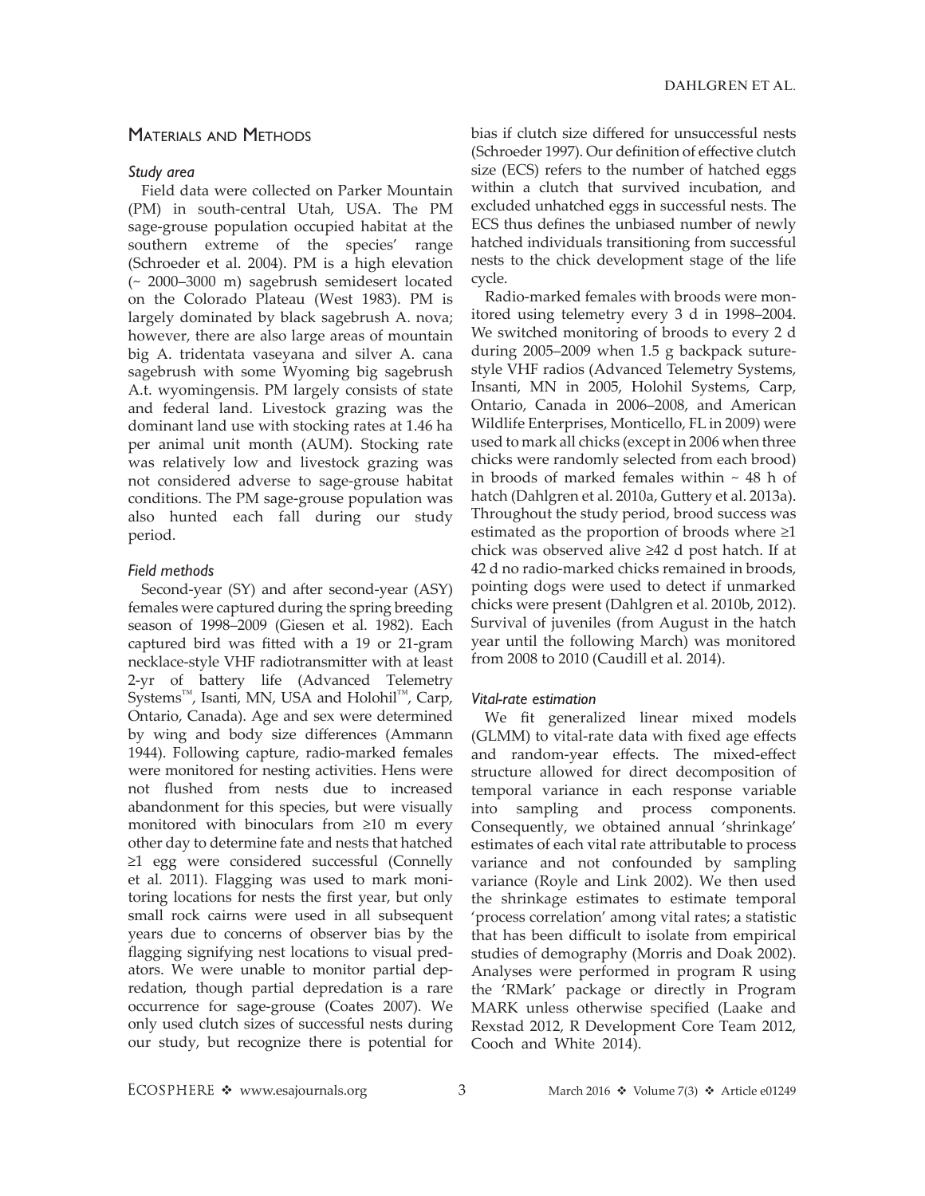## Materials and Methods

### *Study area*

Field data were collected on Parker Mountain (PM) in south-central Utah, USA. The PM sage-grouse population occupied habitat at the southern extreme of the species' range (Schroeder et al. 2004). PM is a high elevation (~ 2000–3000 m) sagebrush semidesert located on the Colorado Plateau (West 1983). PM is largely dominated by black sagebrush A. nova; however, there are also large areas of mountain big A. tridentata vaseyana and silver A. cana sagebrush with some Wyoming big sagebrush A.t. wyomingensis. PM largely consists of state and federal land. Livestock grazing was the dominant land use with stocking rates at 1.46 ha per animal unit month (AUM). Stocking rate was relatively low and livestock grazing was not considered adverse to sage-grouse habitat conditions. The PM sage-grouse population was also hunted each fall during our study period.

### *Field methods*

Second-year (SY) and after second-year (ASY) females were captured during the spring breeding season of 1998–2009 (Giesen et al. 1982). Each captured bird was fitted with a 19 or 21-gram necklace-style VHF radiotransmitter with at least 2-yr of battery life (Advanced Telemetry Systems™, Isanti, MN, USA and Holohil™, Carp, Ontario, Canada). Age and sex were determined by wing and body size differences (Ammann 1944). Following capture, radio-marked females were monitored for nesting activities. Hens were not flushed from nests due to increased abandonment for this species, but were visually monitored with binoculars from ≥10 m every other day to determine fate and nests that hatched ≥1 egg were considered successful (Connelly et al. 2011). Flagging was used to mark monitoring locations for nests the first year, but only small rock cairns were used in all subsequent years due to concerns of observer bias by the flagging signifying nest locations to visual predators. We were unable to monitor partial depredation, though partial depredation is a rare occurrence for sage-grouse (Coates 2007). We only used clutch sizes of successful nests during our study, but recognize there is potential for bias if clutch size differed for unsuccessful nests (Schroeder 1997). Our definition of effective clutch size (ECS) refers to the number of hatched eggs within a clutch that survived incubation, and excluded unhatched eggs in successful nests. The ECS thus defines the unbiased number of newly hatched individuals transitioning from successful nests to the chick development stage of the life cycle.

Radio-marked females with broods were monitored using telemetry every 3 d in 1998–2004. We switched monitoring of broods to every 2 d during 2005–2009 when 1.5 g backpack suture-style VHF radios (Advanced Telemetry Systems, Insanti, MN in 2005, Holohil Systems, Carp, Ontario, Canada in 2006–2008, and American Wildlife Enterprises, Monticello, FL in 2009) were used to mark all chicks (except in 2006 when three chicks were randomly selected from each brood) in broods of marked females within ~ 48 h of hatch (Dahlgren et al. 2010a, Guttery et al. 2013a). Throughout the study period, brood success was estimated as the proportion of broods where ≥1 chick was observed alive ≥42 d post hatch. If at 42 d no radio-marked chicks remained in broods, pointing dogs were used to detect if unmarked chicks were present (Dahlgren et al. 2010b, 2012). Survival of juveniles (from August in the hatch year until the following March) was monitored from 2008 to 2010 (Caudill et al. 2014).

### *Vital-rate estimation*

We fit generalized linear mixed models (GLMM) to vital-rate data with fixed age effects and random-year effects. The mixed-effect structure allowed for direct decomposition of temporal variance in each response variable into sampling and process components. Consequently, we obtained annual 'shrinkage' estimates of each vital rate attributable to process variance and not confounded by sampling variance (Royle and Link 2002). We then used the shrinkage estimates to estimate temporal 'process correlation' among vital rates; a statistic that has been difficult to isolate from empirical studies of demography (Morris and Doak 2002). Analyses were performed in program R using the 'RMark' package or directly in Program MARK unless otherwise specified (Laake and Rexstad 2012, R Development Core Team 2012, Cooch and White 2014).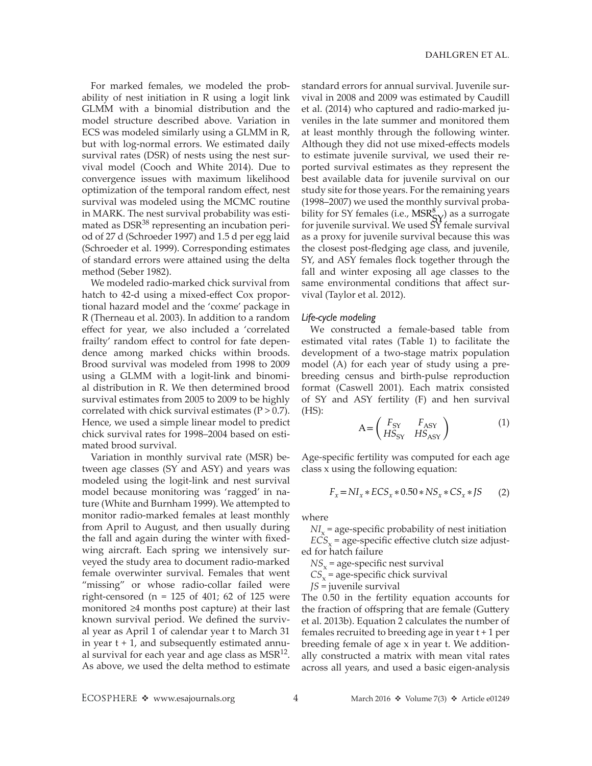For marked females, we modeled the probability of nest initiation in R using a logit link GLMM with a binomial distribution and the model structure described above. Variation in ECS was modeled similarly using a GLMM in R, but with log-normal errors. We estimated daily survival rates (DSR) of nests using the nest survival model (Cooch and White 2014). Due to convergence issues with maximum likelihood optimization of the temporal random effect, nest survival was modeled using the MCMC routine in MARK. The nest survival probability was estimated as $DSR^{38}$ representing an incubation period of 27 d (Schroeder 1997) and 1.5 d per egg laid (Schroeder et al. 1999). Corresponding estimates of standard errors were attained using the delta method (Seber 1982).

We modeled radio-marked chick survival from hatch to 42-d using a mixed-effect Cox proportional hazard model and the 'coxme' package in R (Therneau et al. 2003). In addition to a random effect for year, we also included a 'correlated frailty' random effect to control for fate dependence among marked chicks within broods. Brood survival was modeled from 1998 to 2009 using a GLMM with a logit-link and binomial distribution in R. We then determined brood survival estimates from 2005 to 2009 to be highly correlated with chick survival estimates ($P > 0.7$). Hence, we used a simple linear model to predict chick survival rates for 1998–2004 based on estimated brood survival.

Variation in monthly survival rate (MSR) between age classes (SY and ASY) and years was modeled using the logit-link and nest survival model because monitoring was 'ragged' in nature (White and Burnham 1999). We attempted to monitor radio-marked females at least monthly from April to August, and then usually during the fall and again during the winter with fixed-wing aircraft. Each spring we intensively surveyed the study area to document radio-marked female overwinter survival. Females that went "missing" or whose radio-collar failed were right-censored (n = 125 of 401; 62 of 125 were monitored ≥4 months post capture) at their last known survival period. We defined the survival year as April 1 of calendar year t to March 31 in year t + 1, and subsequently estimated annual survival for each year and age class as $MSR^{12}$. As above, we used the delta method to estimate standard errors for annual survival. Juvenile survival in 2008 and 2009 was estimated by Caudill et al. (2014) who captured and radio-marked juveniles in the late summer and monitored them at least monthly through the following winter. Although they did not use mixed-effects models to estimate juvenile survival, we used their reported survival estimates as they represent the best available data for juvenile survival on our study site for those years. For the remaining years (1998–2007) we used the monthly survival probability for SY females (i.e., $MSR^{8}_{SY}$) as a surrogate for juvenile survival. We used SY female survival as a proxy for juvenile survival because this was the closest post-fledging age class, and juvenile, SY, and ASY females flock together through the fall and winter exposing all age classes to the same environmental conditions that affect survival (Taylor et al. 2012).

### *Life-cycle modeling*

We constructed a female-based table from estimated vital rates (Table 1) to facilitate the development of a two-stage matrix population model (A) for each year of study using a pre-breeding census and birth-pulse reproduction format (Caswell 2001). Each matrix consisted of SY and ASY fertility (F) and hen survival (HS):

$$A = \begin{pmatrix} F_{SY} & F_{ASY} \\ HS_{SY} & HS_{ASY} \end{pmatrix} \quad (1)$$

Age-specific fertility was computed for each age class x using the following equation:

$$F_x = NI_x * ECS_x * 0.50 * NS_x * CS_x * JS \quad (2)$$

where

$NI_x$ = age-specific probability of nest initiation

$ECS_x$ = age-specific effective clutch size adjusted for hatch failure

$NS_x$ = age-specific nest survival

$CS_x$ = age-specific chick survival

$JS$ = juvenile survival

The 0.50 in the fertility equation accounts for the fraction of offspring that are female (Guttery et al. 2013b). Equation 2 calculates the number of females recruited to breeding age in year t + 1 per breeding female of age x in year t. We additionally constructed a matrix with mean vital rates across all years, and used a basic eigen-analysis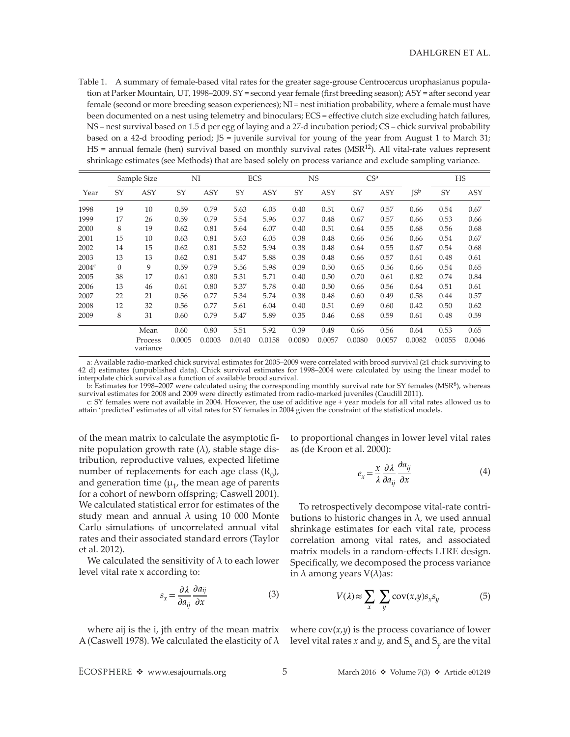Table 1. A summary of female-based vital rates for the greater sage-grouse *Centrocercus urophasianus* population at Parker Mountain, UT, 1998–2009. SY = second year female (first breeding season); ASY = after second year female (second or more breeding season experiences); NI = nest initiation probability, where a female must have been documented on a nest using telemetry and binoculars; ECS = effective clutch size excluding hatch failures, NS = nest survival based on 1.5 d per egg of laying and a 27-d incubation period; CS = chick survival probability based on a 42-d brooding period; JS = juvenile survival for young of the year from August 1 to March 31; HS = annual female (hen) survival based on monthly survival rates ($MSR^{12}$). All vital-rate values represent shrinkage estimates (see Methods) that are based solely on process variance and exclude sampling variance.

| | Sample Size | | NI | | ECS | | NS | | CS[a] | | | HS | |
|---|---|---|---|---|---|---|---|---|---|---|---|---|---|
| Year | SY | ASY | SY | ASY | SY | ASY | SY | ASY | SY | ASY | JS[b] | SY | ASY |
| 1998 | 19 | 10 | 0.59 | 0.79 | 5.63 | 6.05 | 0.40 | 0.51 | 0.67 | 0.57 | 0.66 | 0.54 | 0.67 |
| 1999 | 17 | 26 | 0.59 | 0.79 | 5.54 | 5.96 | 0.37 | 0.48 | 0.67 | 0.57 | 0.66 | 0.53 | 0.66 |
| 2000 | 8 | 19 | 0.62 | 0.81 | 5.64 | 6.07 | 0.40 | 0.51 | 0.64 | 0.55 | 0.68 | 0.56 | 0.68 |
| 2001 | 15 | 10 | 0.63 | 0.81 | 5.63 | 6.05 | 0.38 | 0.48 | 0.66 | 0.56 | 0.66 | 0.54 | 0.67 |
| 2002 | 14 | 15 | 0.62 | 0.81 | 5.52 | 5.94 | 0.38 | 0.48 | 0.64 | 0.55 | 0.67 | 0.54 | 0.68 |
| 2003 | 13 | 13 | 0.62 | 0.81 | 5.47 | 5.88 | 0.38 | 0.48 | 0.66 | 0.57 | 0.61 | 0.48 | 0.61 |
| 2004[c] | 0 | 9 | 0.59 | 0.79 | 5.56 | 5.98 | 0.39 | 0.50 | 0.65 | 0.56 | 0.66 | 0.54 | 0.65 |
| 2005 | 38 | 17 | 0.61 | 0.80 | 5.31 | 5.71 | 0.40 | 0.50 | 0.70 | 0.61 | 0.82 | 0.74 | 0.84 |
| 2006 | 13 | 46 | 0.61 | 0.80 | 5.37 | 5.78 | 0.40 | 0.50 | 0.66 | 0.56 | 0.64 | 0.51 | 0.61 |
| 2007 | 22 | 21 | 0.56 | 0.77 | 5.34 | 5.74 | 0.38 | 0.48 | 0.60 | 0.49 | 0.58 | 0.44 | 0.57 |
| 2008 | 12 | 32 | 0.56 | 0.77 | 5.61 | 6.04 | 0.40 | 0.51 | 0.69 | 0.60 | 0.42 | 0.50 | 0.62 |
| 2009 | 8 | 31 | 0.60 | 0.79 | 5.47 | 5.89 | 0.35 | 0.46 | 0.68 | 0.59 | 0.61 | 0.48 | 0.59 |
| | | Mean | 0.60 | 0.80 | 5.51 | 5.92 | 0.39 | 0.49 | 0.66 | 0.56 | 0.64 | 0.53 | 0.65 |
| | | Process variance | 0.0005 | 0.0003 | 0.0140 | 0.0158 | 0.0080 | 0.0057 | 0.0080 | 0.0057 | 0.0082 | 0.0055 | 0.0046 |

a: Available radio-marked chick survival estimates for 2005–2009 were correlated with brood survival (≥1 chick surviving to 42 d) estimates (unpublished data). Chick survival estimates for 1998–2004 were calculated by using the linear model to interpolate chick survival as a function of available brood survival.

b: Estimates for 1998–2007 were calculated using the corresponding monthly survival rate for SY females ($MSR^8$), whereas survival estimates for 2008 and 2009 were directly estimated from radio-marked juveniles (Caudill 2011).

c: SY females were not available in 2004. However, the use of additive age + year models for all vital rates allowed us to attain 'predicted' estimates of all vital rates for SY females in 2004 given the constraint of the statistical models.

of the mean matrix to calculate the asymptotic finite population growth rate ($\lambda$), stable stage distribution, reproductive values, expected lifetime number of replacements for each age class ($R_0$), and generation time ($\mu_1$, the mean age of parents for a cohort of newborn offspring; Caswell 2001). We calculated statistical error for estimates of the study mean and annual $\lambda$ using 10 000 Monte Carlo simulations of uncorrelated annual vital rates and their associated standard errors (Taylor et al. 2012).

We calculated the sensitivity of $\lambda$ to each lower level vital rate x according to:

$$s_x = \frac{\partial \lambda}{\partial a_{ij}} \frac{\partial a_{ij}}{\partial x} \tag{3}$$

where aij is the i, jth entry of the mean matrix A (Caswell 1978). We calculated the elasticity of $\lambda$ to proportional changes in lower level vital rates as (de Kroon et al. 2000):

$$e_x = \frac{x}{\lambda} \frac{\partial \lambda}{\partial a_{ij}} \frac{\partial a_{ij}}{\partial x} \tag{4}$$

To retrospectively decompose vital-rate contributions to historic changes in $\lambda$, we used annual shrinkage estimates for each vital rate, process correlation among vital rates, and associated matrix models in a random-effects LTRE design. Specifically, we decomposed the process variance in $\lambda$ among years $V(\lambda)$as:

$$V(\lambda) \approx \sum_{x} \sum_{y} \text{cov}(x,y) s_x s_y \tag{5}$$

where $\text{cov}(x,y)$ is the process covariance of lower level vital rates $x$ and $y$, and $S_x$ and $S_y$ are the vital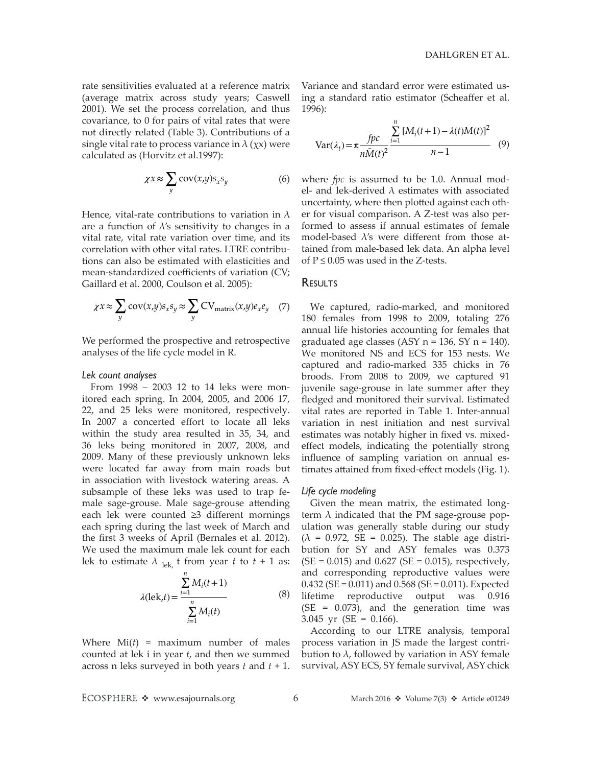rate sensitivities evaluated at a reference matrix (average matrix across study years; Caswell 2001). We set the process correlation, and thus covariance, to 0 for pairs of vital rates that were not directly related (Table 3). Contributions of a single vital rate to process variance in $\lambda$ ($\chi$x) were calculated as (Horvitz et al.1997):

$$\chi x \approx \sum_{y} \text{cov}(x,y) s_x s_y \quad (6)$$

Hence, vital-rate contributions to variation in $\lambda$ are a function of $\lambda$'s sensitivity to changes in a vital rate, vital rate variation over time, and its correlation with other vital rates. LTRE contributions can also be estimated with elasticities and mean-standardized coefficients of variation (CV; Gaillard et al. 2000, Coulson et al. 2005):

$$\chi x \approx \sum_{y} \text{cov}(x,y) s_x s_y \approx \sum_{y} \text{CV}_{\text{matrix}}(x,y) e_x e_y \quad (7)$$

We performed the prospective and retrospective analyses of the life cycle model in R.

### *Lek count analyses*

From 1998 – 2003 12 to 14 leks were monitored each spring. In 2004, 2005, and 2006 17, 22, and 25 leks were monitored, respectively. In 2007 a concerted effort to locate all leks within the study area resulted in 35, 34, and 36 leks being monitored in 2007, 2008, and 2009. Many of these previously unknown leks were located far away from main roads but in association with livestock watering areas. A subsample of these leks was used to trap female sage-grouse. Male sage-grouse attending each lek were counted ≥3 different mornings each spring during the last week of March and the first 3 weeks of April (Bernales et al. 2012). We used the maximum male lek count for each lek to estimate $\lambda_{\text{lek},}$ t from year $t$ to $t + 1$ as:

$$\lambda(\text{lek},t) = \frac{\sum_{i=1}^{n} M_i(t+1)}{\sum_{i=1}^{n} M_i(t)} \quad (8)$$

Where $M_i(t)$ = maximum number of males counted at lek i in year $t$, and then we summed across n leks surveyed in both years $t$ and $t + 1$. Variance and standard error were estimated using a standard ratio estimator (Scheaffer et al. 1996):

$$\text{Var}(\lambda_t) = \pi \frac{fpc}{n\bar{M}(t)^2} \frac{\sum_{i=1}^{n} [M_i(t+1) - \lambda(t)M(t)]^2}{n-1} \quad (9)$$

where *fpc* is assumed to be 1.0. Annual model- and lek-derived $\lambda$ estimates with associated uncertainty, where then plotted against each other for visual comparison. A Z-test was also performed to assess if annual estimates of female model-based $\lambda$'s were different from those attained from male-based lek data. An alpha level of $P \leq 0.05$ was used in the Z-tests.

## Results

We captured, radio-marked, and monitored 180 females from 1998 to 2009, totaling 276 annual life histories accounting for females that graduated age classes (ASY n = 136, SY n = 140). We monitored NS and ECS for 153 nests. We captured and radio-marked 335 chicks in 76 broods. From 2008 to 2009, we captured 91 juvenile sage-grouse in late summer after they fledged and monitored their survival. Estimated vital rates are reported in Table 1. Inter-annual variation in nest initiation and nest survival estimates was notably higher in fixed vs. mixed-effect models, indicating the potentially strong influence of sampling variation on annual estimates attained from fixed-effect models (Fig. 1).

### *Life cycle modeling*

Given the mean matrix, the estimated long-term $\lambda$ indicated that the PM sage-grouse population was generally stable during our study ($\lambda$ = 0.972, SE = 0.025). The stable age distribution for SY and ASY females was 0.373 (SE = 0.015) and 0.627 (SE = 0.015), respectively, and corresponding reproductive values were 0.432 (SE = 0.011) and 0.568 (SE = 0.011). Expected lifetime reproductive output was 0.916 (SE = 0.073), and the generation time was 3.045 yr (SE = 0.166).

According to our LTRE analysis, temporal process variation in JS made the largest contribution to $\lambda$, followed by variation in ASY female survival, ASY ECS, SY female survival, ASY chick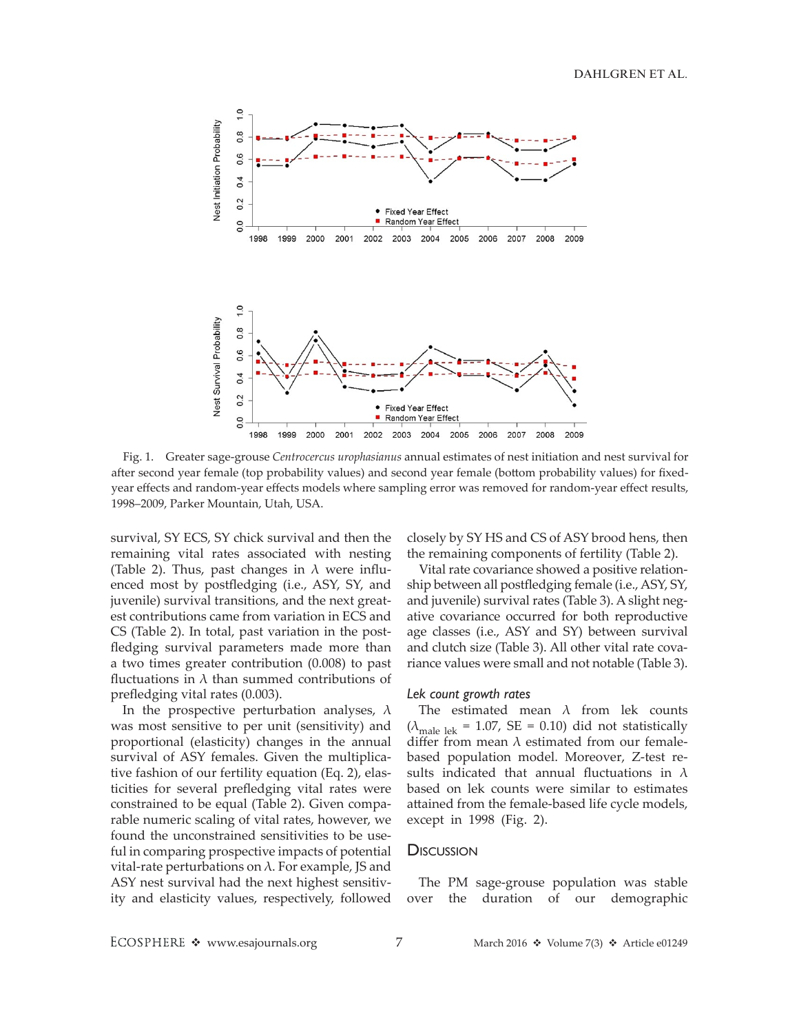Fig. 1. Greater sage-grouse *Centrocercus urophasianus* annual estimates of nest initiation and nest survival for after second year female (top probability values) and second year female (bottom probability values) for fixed-year effects and random-year effects models where sampling error was removed for random-year effect results, 1998–2009, Parker Mountain, Utah, USA.

survival, SY ECS, SY chick survival and then the remaining vital rates associated with nesting (Table 2). Thus, past changes in $\lambda$ were influenced most by postfledging (i.e., ASY, SY, and juvenile) survival transitions, and the next greatest contributions came from variation in ECS and CS (Table 2). In total, past variation in the postfledging survival parameters made more than a two times greater contribution (0.008) to past fluctuations in $\lambda$ than summed contributions of prefledging vital rates (0.003).

In the prospective perturbation analyses, $\lambda$ was most sensitive to per unit (sensitivity) and proportional (elasticity) changes in the annual survival of ASY females. Given the multiplicative fashion of our fertility equation (Eq. 2), elasticities for several prefledging vital rates were constrained to be equal (Table 2). Given comparable numeric scaling of vital rates, however, we found the unconstrained sensitivities to be useful in comparing prospective impacts of potential vital-rate perturbations on $\lambda$. For example, JS and ASY nest survival had the next highest sensitivity and elasticity values, respectively, followed closely by SY HS and CS of ASY brood hens, then the remaining components of fertility (Table 2).

Vital rate covariance showed a positive relationship between all postfledging female (i.e., ASY, SY, and juvenile) survival rates (Table 3). A slight negative covariance occurred for both reproductive age classes (i.e., ASY and SY) between survival and clutch size (Table 3). All other vital rate covariance values were small and not notable (Table 3).

### *Lek count growth rates*

The estimated mean $\lambda$ from lek counts ($\lambda_{\text{male lek}}$ = 1.07, SE = 0.10) did not statistically differ from mean $\lambda$ estimated from our female-based population model. Moreover, Z-test results indicated that annual fluctuations in $\lambda$ based on lek counts were similar to estimates attained from the female-based life cycle models, except in 1998 (Fig. 2).

## Discussion

The PM sage-grouse population was stable over the duration of our demographic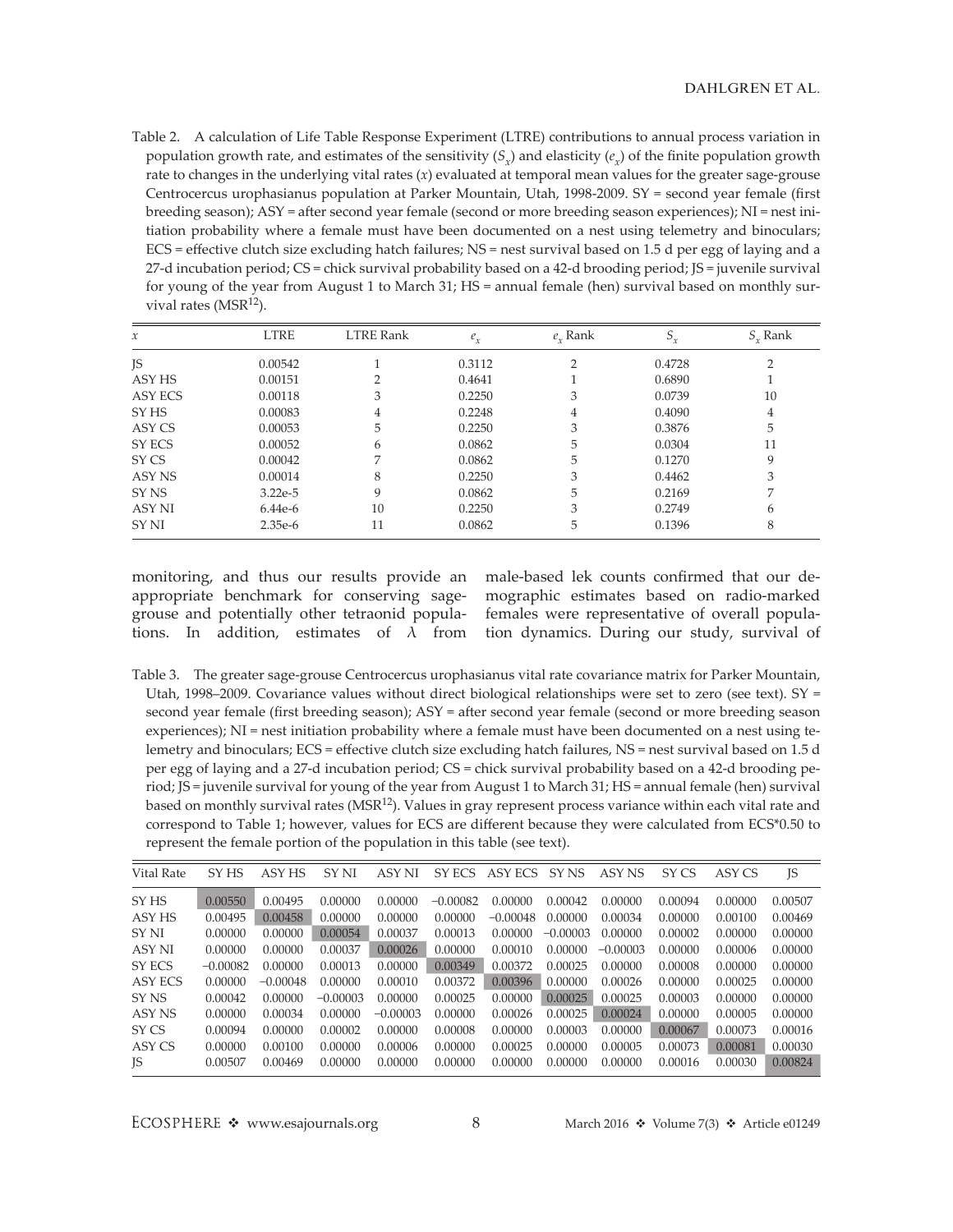Table 2. A calculation of Life Table Response Experiment (LTRE) contributions to annual process variation in population growth rate, and estimates of the sensitivity ($S_x$) and elasticity ($e_x$) of the finite population growth rate to changes in the underlying vital rates ($x$) evaluated at temporal mean values for the greater sage-grouse Centrocercus urophasianus population at Parker Mountain, Utah, 1998-2009. SY = second year female (first breeding season); ASY = after second year female (second or more breeding season experiences); NI = nest initiation probability where a female must have been documented on a nest using telemetry and binoculars; ECS = effective clutch size excluding hatch failures; NS = nest survival based on 1.5 d per egg of laying and a 27-d incubation period; CS = chick survival probability based on a 42-d brooding period; JS = juvenile survival for young of the year from August 1 to March 31; HS = annual female (hen) survival based on monthly survival rates ($MSR^{12}$).

| $x$ | LTRE | LTRE Rank | $e_x$ | $e_x$ Rank | $S_x$ | $S_x$ Rank |
|---|---|---|---|---|---|---|
| JS | 0.00542 | 1 | 0.3112 | 2 | 0.4728 | 2 |
| ASY HS | 0.00151 | 2 | 0.4641 | 1 | 0.6890 | 1 |
| ASY ECS | 0.00118 | 3 | 0.2250 | 3 | 0.0739 | 10 |
| SY HS | 0.00083 | 4 | 0.2248 | 4 | 0.4090 | 4 |
| ASY CS | 0.00053 | 5 | 0.2250 | 3 | 0.3876 | 5 |
| SY ECS | 0.00052 | 6 | 0.0862 | 5 | 0.0304 | 11 |
| SY CS | 0.00042 | 7 | 0.0862 | 5 | 0.1270 | 9 |
| ASY NS | 0.00014 | 8 | 0.2250 | 3 | 0.4462 | 3 |
| SY NS | 3.22e-5 | 9 | 0.0862 | 5 | 0.2169 | 7 |
| ASY NI | 6.44e-6 | 10 | 0.2250 | 3 | 0.2749 | 6 |
| SY NI | 2.35e-6 | 11 | 0.0862 | 5 | 0.1396 | 8 |

monitoring, and thus our results provide an appropriate benchmark for conserving sage-grouse and potentially other tetraonid populations. In addition, estimates of $\lambda$ from male-based lek counts confirmed that our demographic estimates based on radio-marked females were representative of overall population dynamics. During our study, survival of

Table 3. The greater sage-grouse Centrocercus urophasianus vital rate covariance matrix for Parker Mountain, Utah, 1998–2009. Covariance values without direct biological relationships were set to zero (see text). SY = second year female (first breeding season); ASY = after second year female (second or more breeding season experiences); NI = nest initiation probability where a female must have been documented on a nest using telemetry and binoculars; ECS = effective clutch size excluding hatch failures, NS = nest survival based on 1.5 d per egg of laying and a 27-d incubation period; CS = chick survival probability based on a 42-d brooding period; JS = juvenile survival for young of the year from August 1 to March 31; HS = annual female (hen) survival based on monthly survival rates ($MSR^{12}$). Values in gray represent process variance within each vital rate and correspond to Table 1; however, values for ECS are different because they were calculated from ECS*0.50 to represent the female portion of the population in this table (see text).

| Vital Rate | SY HS | ASY HS | SY NI | ASY NI | SY ECS | ASY ECS | SY NS | ASY NS | SY CS | ASY CS | JS |
|---|---|---|---|---|---|---|---|---|---|---|---|
| SY HS | 0.00550 | 0.00495 | 0.00000 | 0.00000 | −0.00082 | 0.00000 | 0.00042 | 0.00000 | 0.00094 | 0.00000 | 0.00507 |
| ASY HS | 0.00495 | 0.00458 | 0.00000 | 0.00000 | 0.00000 | −0.00048 | 0.00000 | 0.00034 | 0.00000 | 0.00100 | 0.00469 |
| SY NI | 0.00000 | 0.00000 | 0.00054 | 0.00037 | 0.00013 | 0.00000 | −0.00003 | 0.00000 | 0.00002 | 0.00000 | 0.00000 |
| ASY NI | 0.00000 | 0.00000 | 0.00037 | 0.00026 | 0.00000 | 0.00010 | 0.00000 | −0.00003 | 0.00000 | 0.00006 | 0.00000 |
| SY ECS | −0.00082 | 0.00000 | 0.00013 | 0.00000 | 0.00349 | 0.00372 | 0.00025 | 0.00000 | 0.00008 | 0.00000 | 0.00000 |
| ASY ECS | 0.00000 | −0.00048 | 0.00000 | 0.00010 | 0.00372 | 0.00396 | 0.00000 | 0.00026 | 0.00000 | 0.00025 | 0.00000 |
| SY NS | 0.00042 | 0.00000 | −0.00003 | 0.00000 | 0.00025 | 0.00000 | 0.00025 | 0.00025 | 0.00003 | 0.00000 | 0.00000 |
| ASY NS | 0.00000 | 0.00034 | 0.00000 | −0.00003 | 0.00000 | 0.00026 | 0.00025 | 0.00024 | 0.00000 | 0.00005 | 0.00000 |
| SY CS | 0.00094 | 0.00000 | 0.00002 | 0.00000 | 0.00008 | 0.00000 | 0.00003 | 0.00000 | 0.00067 | 0.00073 | 0.00016 |
| ASY CS | 0.00000 | 0.00100 | 0.00000 | 0.00006 | 0.00000 | 0.00025 | 0.00000 | 0.00005 | 0.00073 | 0.00081 | 0.00030 |
| JS | 0.00507 | 0.00469 | 0.00000 | 0.00000 | 0.00000 | 0.00000 | 0.00000 | 0.00000 | 0.00016 | 0.00030 | 0.00824 |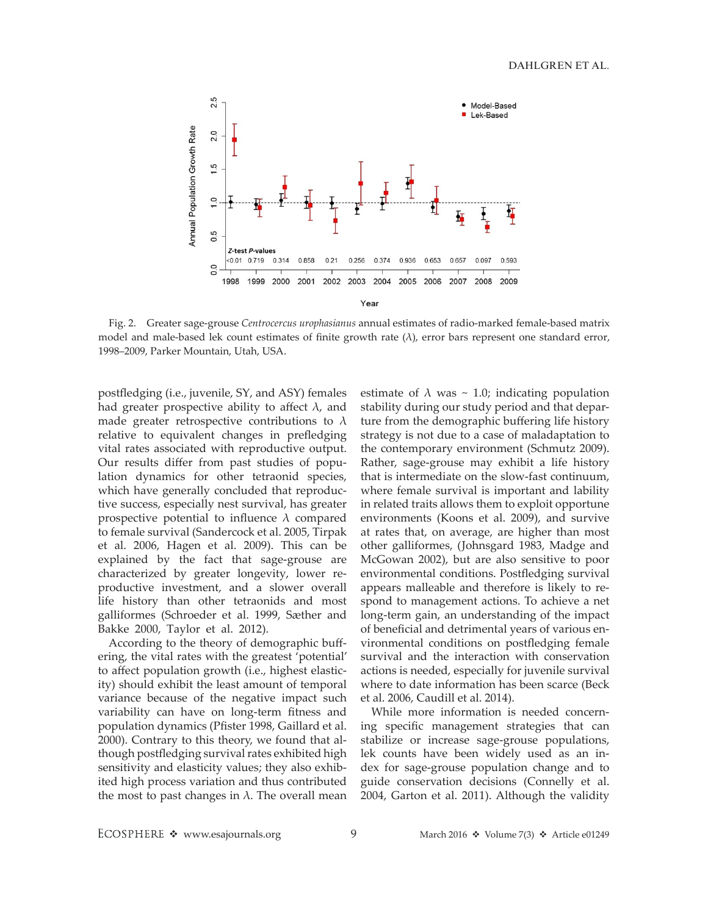Fig. 2. Greater sage-grouse *Centrocercus urophasianus* annual estimates of radio-marked female-based matrix model and male-based lek count estimates of finite growth rate ($\lambda$), error bars represent one standard error, 1998–2009, Parker Mountain, Utah, USA.

postfledging (i.e., juvenile, SY, and ASY) females had greater prospective ability to affect $\lambda$, and made greater retrospective contributions to $\lambda$ relative to equivalent changes in prefledging vital rates associated with reproductive output. Our results differ from past studies of population dynamics for other tetraonid species, which have generally concluded that reproductive success, especially nest survival, has greater prospective potential to influence $\lambda$ compared to female survival (Sandercock et al. 2005, Tirpak et al. 2006, Hagen et al. 2009). This can be explained by the fact that sage-grouse are characterized by greater longevity, lower reproductive investment, and a slower overall life history than other tetraonids and most galliformes (Schroeder et al. 1999, Sæther and Bakke 2000, Taylor et al. 2012).

According to the theory of demographic buffering, the vital rates with the greatest 'potential' to affect population growth (i.e., highest elasticity) should exhibit the least amount of temporal variance because of the negative impact such variability can have on long-term fitness and population dynamics (Pfister 1998, Gaillard et al. 2000). Contrary to this theory, we found that although postfledging survival rates exhibited high sensitivity and elasticity values; they also exhibited high process variation and thus contributed the most to past changes in $\lambda$. The overall mean estimate of $\lambda$ was ~ 1.0; indicating population stability during our study period and that departure from the demographic buffering life history strategy is not due to a case of maladaptation to the contemporary environment (Schmutz 2009). Rather, sage-grouse may exhibit a life history that is intermediate on the slow-fast continuum, where female survival is important and lability in related traits allows them to exploit opportune environments (Koons et al. 2009), and survive at rates that, on average, are higher than most other galliformes, (Johnsgard 1983, Madge and McGowan 2002), but are also sensitive to poor environmental conditions. Postfledging survival appears malleable and therefore is likely to respond to management actions. To achieve a net long-term gain, an understanding of the impact of beneficial and detrimental years of various environmental conditions on postfledging female survival and the interaction with conservation actions is needed, especially for juvenile survival where to date information has been scarce (Beck et al. 2006, Caudill et al. 2014).

While more information is needed concerning specific management strategies that can stabilize or increase sage-grouse populations, lek counts have been widely used as an index for sage-grouse population change and to guide conservation decisions (Connelly et al. 2004, Garton et al. 2011). Although the validity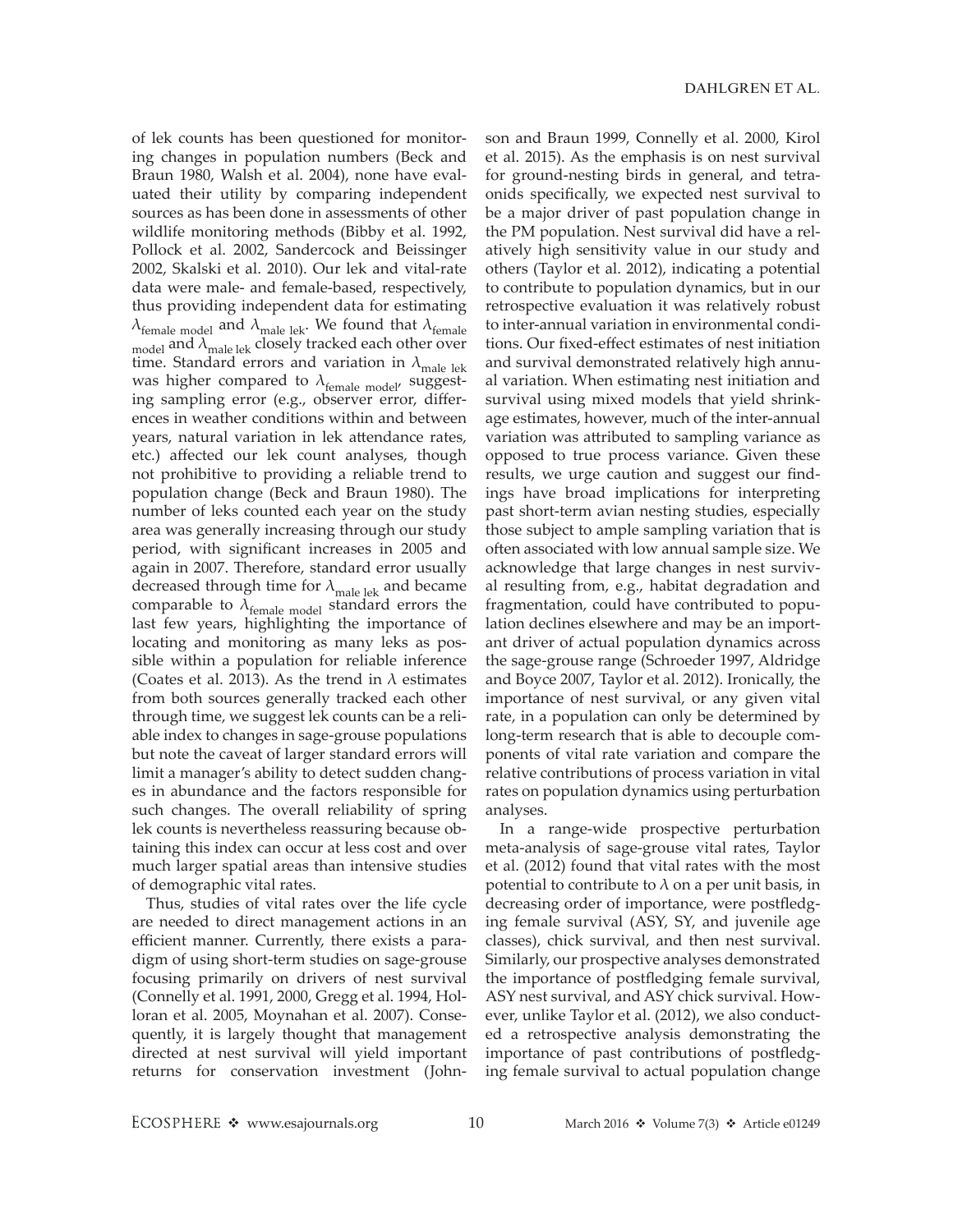of lek counts has been questioned for monitoring changes in population numbers (Beck and Braun 1980, Walsh et al. 2004), none have evaluated their utility by comparing independent sources as has been done in assessments of other wildlife monitoring methods (Bibby et al. 1992, Pollock et al. 2002, Sandercock and Beissinger 2002, Skalski et al. 2010). Our lek and vital-rate data were male- and female-based, respectively, thus providing independent data for estimating $\lambda_{\text{female model}}$ and $\lambda_{\text{male lek}}$. We found that $\lambda_{\text{female model}}$ and $\lambda_{\text{male lek}}$ closely tracked each other over time. Standard errors and variation in $\lambda_{\text{male lek}}$ was higher compared to $\lambda_{\text{female model}}$, suggesting sampling error (e.g., observer error, differences in weather conditions within and between years, natural variation in lek attendance rates, etc.) affected our lek count analyses, though not prohibitive to providing a reliable trend to population change (Beck and Braun 1980). The number of leks counted each year on the study area was generally increasing through our study period, with significant increases in 2005 and again in 2007. Therefore, standard error usually decreased through time for $\lambda_{\text{male lek}}$ and became comparable to $\lambda_{\text{female model}}$ standard errors the last few years, highlighting the importance of locating and monitoring as many leks as possible within a population for reliable inference (Coates et al. 2013). As the trend in $\lambda$ estimates from both sources generally tracked each other through time, we suggest lek counts can be a reliable index to changes in sage-grouse populations but note the caveat of larger standard errors will limit a manager's ability to detect sudden changes in abundance and the factors responsible for such changes. The overall reliability of spring lek counts is nevertheless reassuring because obtaining this index can occur at less cost and over much larger spatial areas than intensive studies of demographic vital rates.

Thus, studies of vital rates over the life cycle are needed to direct management actions in an efficient manner. Currently, there exists a paradigm of using short-term studies on sage-grouse focusing primarily on drivers of nest survival (Connelly et al. 1991, 2000, Gregg et al. 1994, Holloran et al. 2005, Moynahan et al. 2007). Consequently, it is largely thought that management directed at nest survival will yield important returns for conservation investment (Johnson and Braun 1999, Connelly et al. 2000, Kirol et al. 2015). As the emphasis is on nest survival for ground-nesting birds in general, and tetraonids specifically, we expected nest survival to be a major driver of past population change in the PM population. Nest survival did have a relatively high sensitivity value in our study and others (Taylor et al. 2012), indicating a potential to contribute to population dynamics, but in our retrospective evaluation it was relatively robust to inter-annual variation in environmental conditions. Our fixed-effect estimates of nest initiation and survival demonstrated relatively high annual variation. When estimating nest initiation and survival using mixed models that yield shrinkage estimates, however, much of the inter-annual variation was attributed to sampling variance as opposed to true process variance. Given these results, we urge caution and suggest our findings have broad implications for interpreting past short-term avian nesting studies, especially those subject to ample sampling variation that is often associated with low annual sample size. We acknowledge that large changes in nest survival resulting from, e.g., habitat degradation and fragmentation, could have contributed to population declines elsewhere and may be an important driver of actual population dynamics across the sage-grouse range (Schroeder 1997, Aldridge and Boyce 2007, Taylor et al. 2012). Ironically, the importance of nest survival, or any given vital rate, in a population can only be determined by long-term research that is able to decouple components of vital rate variation and compare the relative contributions of process variation in vital rates on population dynamics using perturbation analyses.

In a range-wide prospective perturbation meta-analysis of sage-grouse vital rates, Taylor et al. (2012) found that vital rates with the most potential to contribute to $\lambda$ on a per unit basis, in decreasing order of importance, were postfledging female survival (ASY, SY, and juvenile age classes), chick survival, and then nest survival. Similarly, our prospective analyses demonstrated the importance of postfledging female survival, ASY nest survival, and ASY chick survival. However, unlike Taylor et al. (2012), we also conducted a retrospective analysis demonstrating the importance of past contributions of postfledging female survival to actual population change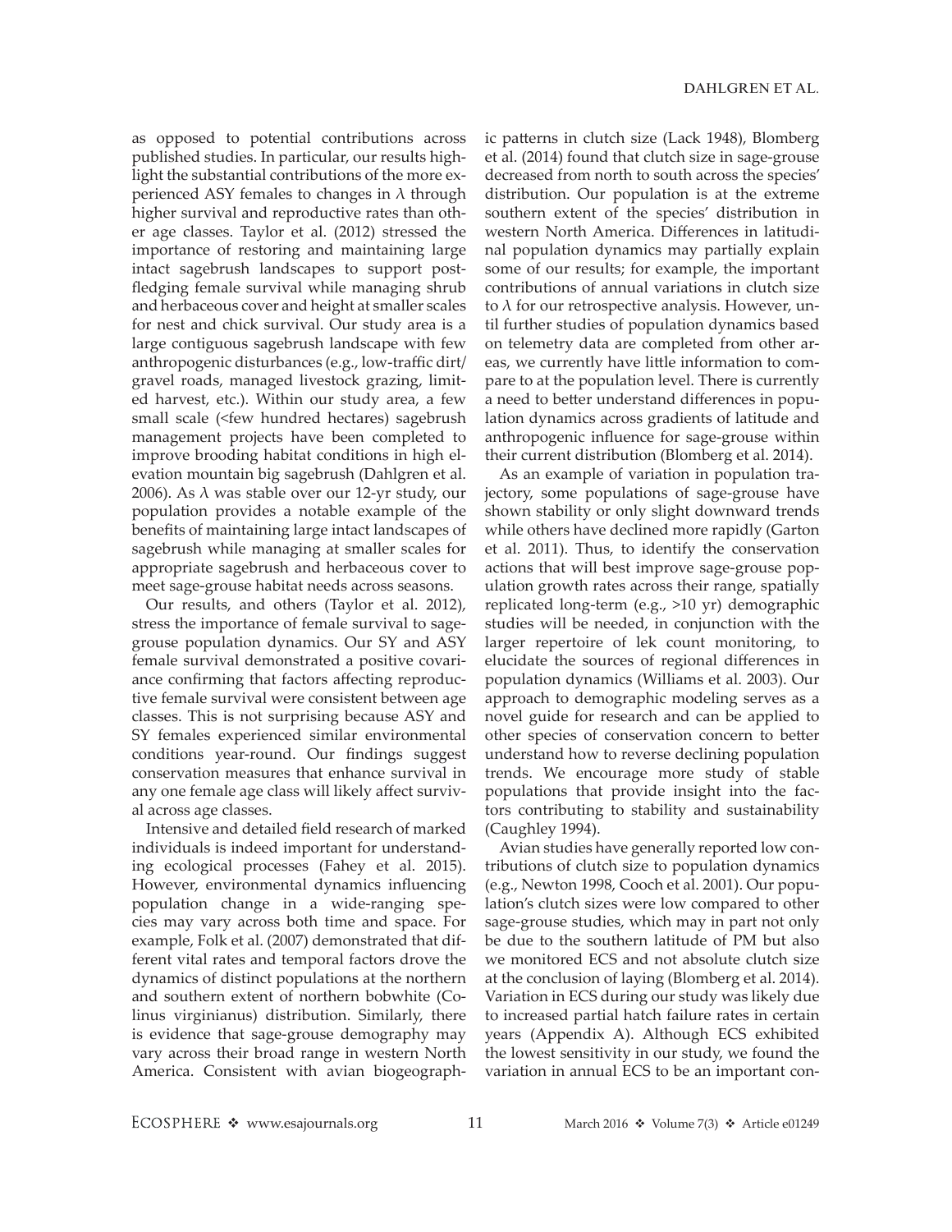as opposed to potential contributions across published studies. In particular, our results highlight the substantial contributions of the more experienced ASY females to changes in $\lambda$ through higher survival and reproductive rates than other age classes. Taylor et al. (2012) stressed the importance of restoring and maintaining large intact sagebrush landscapes to support post-fledging female survival while managing shrub and herbaceous cover and height at smaller scales for nest and chick survival. Our study area is a large contiguous sagebrush landscape with few anthropogenic disturbances (e.g., low-traffic dirt/gravel roads, managed livestock grazing, limited harvest, etc.). Within our study area, a few small scale (<few hundred hectares) sagebrush management projects have been completed to improve brooding habitat conditions in high elevation mountain big sagebrush (Dahlgren et al. 2006). As $\lambda$ was stable over our 12-yr study, our population provides a notable example of the benefits of maintaining large intact landscapes of sagebrush while managing at smaller scales for appropriate sagebrush and herbaceous cover to meet sage-grouse habitat needs across seasons.

Our results, and others (Taylor et al. 2012), stress the importance of female survival to sage-grouse population dynamics. Our SY and ASY female survival demonstrated a positive covariance confirming that factors affecting reproductive female survival were consistent between age classes. This is not surprising because ASY and SY females experienced similar environmental conditions year-round. Our findings suggest conservation measures that enhance survival in any one female age class will likely affect survival across age classes.

Intensive and detailed field research of marked individuals is indeed important for understanding ecological processes (Fahey et al. 2015). However, environmental dynamics influencing population change in a wide-ranging species may vary across both time and space. For example, Folk et al. (2007) demonstrated that different vital rates and temporal factors drove the dynamics of distinct populations at the northern and southern extent of northern bobwhite (*Colinus virginianus*) distribution. Similarly, there is evidence that sage-grouse demography may vary across their broad range in western North America. Consistent with avian biogeographic patterns in clutch size (Lack 1948), Blomberg et al. (2014) found that clutch size in sage-grouse decreased from north to south across the species' distribution. Our population is at the extreme southern extent of the species' distribution in western North America. Differences in latitudinal population dynamics may partially explain some of our results; for example, the important contributions of annual variations in clutch size to $\lambda$ for our retrospective analysis. However, until further studies of population dynamics based on telemetry data are completed from other areas, we currently have little information to compare to at the population level. There is currently a need to better understand differences in population dynamics across gradients of latitude and anthropogenic influence for sage-grouse within their current distribution (Blomberg et al. 2014).

As an example of variation in population trajectory, some populations of sage-grouse have shown stability or only slight downward trends while others have declined more rapidly (Garton et al. 2011). Thus, to identify the conservation actions that will best improve sage-grouse population growth rates across their range, spatially replicated long-term (e.g., >10 yr) demographic studies will be needed, in conjunction with the larger repertoire of lek count monitoring, to elucidate the sources of regional differences in population dynamics (Williams et al. 2003). Our approach to demographic modeling serves as a novel guide for research and can be applied to other species of conservation concern to better understand how to reverse declining population trends. We encourage more study of stable populations that provide insight into the factors contributing to stability and sustainability (Caughley 1994).

Avian studies have generally reported low contributions of clutch size to population dynamics (e.g., Newton 1998, Cooch et al. 2001). Our population's clutch sizes were low compared to other sage-grouse studies, which may in part not only be due to the southern latitude of PM but also we monitored ECS and not absolute clutch size at the conclusion of laying (Blomberg et al. 2014). Variation in ECS during our study was likely due to increased partial hatch failure rates in certain years (Appendix A). Although ECS exhibited the lowest sensitivity in our study, we found the variation in annual ECS to be an important con-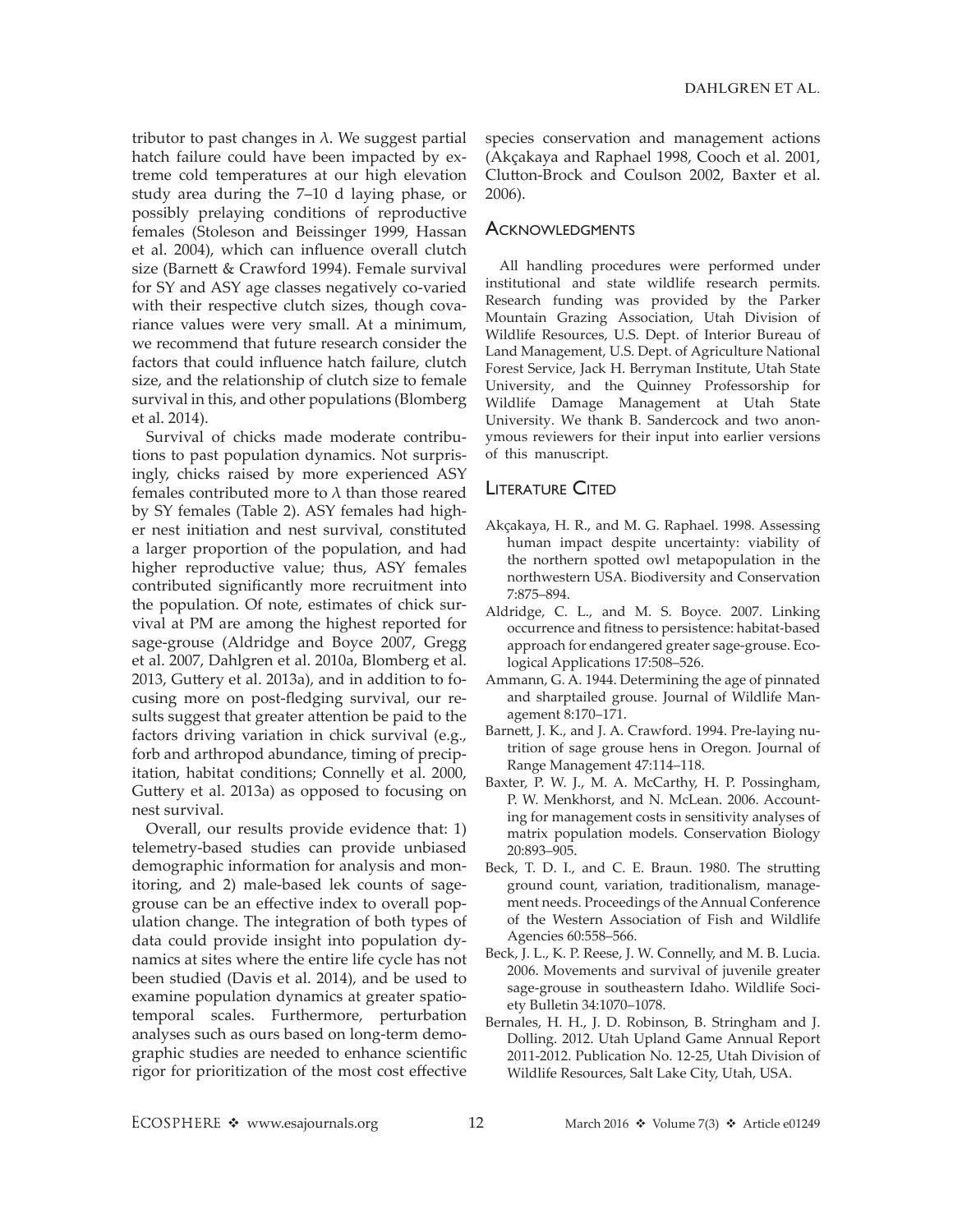tributor to past changes in $\lambda$. We suggest partial hatch failure could have been impacted by extreme cold temperatures at our high elevation study area during the 7–10 d laying phase, or possibly prelaying conditions of reproductive females (Stoleson and Beissinger 1999, Hassan et al. 2004), which can influence overall clutch size (Barnett & Crawford 1994). Female survival for SY and ASY age classes negatively co-varied with their respective clutch sizes, though covariance values were very small. At a minimum, we recommend that future research consider the factors that could influence hatch failure, clutch size, and the relationship of clutch size to female survival in this, and other populations (Blomberg et al. 2014).

Survival of chicks made moderate contributions to past population dynamics. Not surprisingly, chicks raised by more experienced ASY females contributed more to $\lambda$ than those reared by SY females (Table 2). ASY females had higher nest initiation and nest survival, constituted a larger proportion of the population, and had higher reproductive value; thus, ASY females contributed significantly more recruitment into the population. Of note, estimates of chick survival at PM are among the highest reported for sage-grouse (Aldridge and Boyce 2007, Gregg et al. 2007, Dahlgren et al. 2010a, Blomberg et al. 2013, Guttery et al. 2013a), and in addition to focusing more on post-fledging survival, our results suggest that greater attention be paid to the factors driving variation in chick survival (e.g., forb and arthropod abundance, timing of precipitation, habitat conditions; Connelly et al. 2000, Guttery et al. 2013a) as opposed to focusing on nest survival.

Overall, our results provide evidence that: 1) telemetry-based studies can provide unbiased demographic information for analysis and monitoring, and 2) male-based lek counts of sage-grouse can be an effective index to overall population change. The integration of both types of data could provide insight into population dynamics at sites where the entire life cycle has not been studied (Davis et al. 2014), and be used to examine population dynamics at greater spatiotemporal scales. Furthermore, perturbation analyses such as ours based on long-term demographic studies are needed to enhance scientific rigor for prioritization of the most cost effective species conservation and management actions (Akçakaya and Raphael 1998, Cooch et al. 2001, Clutton-Brock and Coulson 2002, Baxter et al. 2006).

## Acknowledgments

All handling procedures were performed under institutional and state wildlife research permits. Research funding was provided by the Parker Mountain Grazing Association, Utah Division of Wildlife Resources, U.S. Dept. of Interior Bureau of Land Management, U.S. Dept. of Agriculture National Forest Service, Jack H. Berryman Institute, Utah State University, and the Quinney Professorship for Wildlife Damage Management at Utah State University. We thank B. Sandercock and two anonymous reviewers for their input into earlier versions of this manuscript.

## Literature Cited

Akçakaya, H. R., and M. G. Raphael. 1998. Assessing human impact despite uncertainty: viability of the northern spotted owl metapopulation in the northwestern USA. Biodiversity and Conservation 7:875–894.

Aldridge, C. L., and M. S. Boyce. 2007. Linking occurrence and fitness to persistence: habitat-based approach for endangered greater sage-grouse. Ecological Applications 17:508–526.

Ammann, G. A. 1944. Determining the age of pinnated and sharptailed grouse. Journal of Wildlife Management 8:170–171.

Barnett, J. K., and J. A. Crawford. 1994. Pre-laying nutrition of sage grouse hens in Oregon. Journal of Range Management 47:114–118.

Baxter, P. W. J., M. A. McCarthy, H. P. Possingham, P. W. Menkhorst, and N. McLean. 2006. Accounting for management costs in sensitivity analyses of matrix population models. Conservation Biology 20:893–905.

Beck, T. D. I., and C. E. Braun. 1980. The strutting ground count, variation, traditionalism, management needs. Proceedings of the Annual Conference of the Western Association of Fish and Wildlife Agencies 60:558–566.

Beck, J. L., K. P. Reese, J. W. Connelly, and M. B. Lucia. 2006. Movements and survival of juvenile greater sage-grouse in southeastern Idaho. Wildlife Society Bulletin 34:1070–1078.

Bernales, H. H., J. D. Robinson, B. Stringham and J. Dolling. 2012. Utah Upland Game Annual Report 2011-2012. Publication No. 12-25, Utah Division of Wildlife Resources, Salt Lake City, Utah, USA.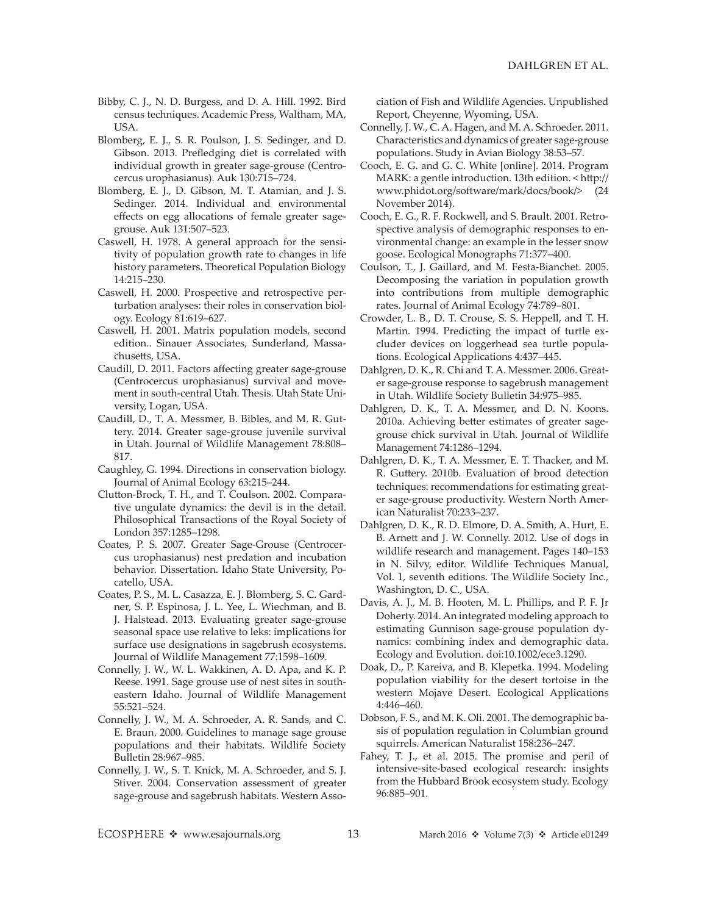Bibby, C. J., N. D. Burgess, and D. A. Hill. 1992. Bird census techniques. Academic Press, Waltham, MA, USA.

Blomberg, E. J., S. R. Poulson, J. S. Sedinger, and D. Gibson. 2013. Prefledging diet is correlated with individual growth in greater sage-grouse (Centrocercus urophasianus). Auk 130:715–724.

Blomberg, E. J., D. Gibson, M. T. Atamian, and J. S. Sedinger. 2014. Individual and environmental effects on egg allocations of female greater sage-grouse. Auk 131:507–523.

Caswell, H. 1978. A general approach for the sensitivity of population growth rate to changes in life history parameters. Theoretical Population Biology 14:215–230.

Caswell, H. 2000. Prospective and retrospective perturbation analyses: their roles in conservation biology. Ecology 81:619–627.

Caswell, H. 2001. Matrix population models, second edition.. Sinauer Associates, Sunderland, Massachusetts, USA.

Caudill, D. 2011. Factors affecting greater sage-grouse (Centrocercus urophasianus) survival and movement in south-central Utah. Thesis. Utah State University, Logan, USA.

Caudill, D., T. A. Messmer, B. Bibles, and M. R. Guttery. 2014. Greater sage-grouse juvenile survival in Utah. Journal of Wildlife Management 78:808–817.

Caughley, G. 1994. Directions in conservation biology. Journal of Animal Ecology 63:215–244.

Clutton-Brock, T. H., and T. Coulson. 2002. Comparative ungulate dynamics: the devil is in the detail. Philosophical Transactions of the Royal Society of London 357:1285–1298.

Coates, P. S. 2007. Greater Sage-Grouse (Centrocercus urophasianus) nest predation and incubation behavior. Dissertation. Idaho State University, Pocatello, USA.

Coates, P. S., M. L. Casazza, E. J. Blomberg, S. C. Gardner, S. P. Espinosa, J. L. Yee, L. Wiechman, and B. J. Halstead. 2013. Evaluating greater sage-grouse seasonal space use relative to leks: implications for surface use designations in sagebrush ecosystems. Journal of Wildlife Management 77:1598–1609.

Connelly, J. W., W. L. Wakkinen, A. D. Apa, and K. P. Reese. 1991. Sage grouse use of nest sites in southeastern Idaho. Journal of Wildlife Management 55:521–524.

Connelly, J. W., M. A. Schroeder, A. R. Sands, and C. E. Braun. 2000. Guidelines to manage sage grouse populations and their habitats. Wildlife Society Bulletin 28:967–985.

Connelly, J. W., S. T. Knick, M. A. Schroeder, and S. J. Stiver. 2004. Conservation assessment of greater sage-grouse and sagebrush habitats. Western Association of Fish and Wildlife Agencies. Unpublished Report, Cheyenne, Wyoming, USA.

Connelly, J. W., C. A. Hagen, and M. A. Schroeder. 2011. Characteristics and dynamics of greater sage-grouse populations. Study in Avian Biology 38:53–57.

Cooch, E. G. and G. C. White [online]. 2014. Program MARK: a gentle introduction. 13th edition. < http://www.phidot.org/software/mark/docs/book/> (24 November 2014).

Cooch, E. G., R. F. Rockwell, and S. Brault. 2001. Retrospective analysis of demographic responses to environmental change: an example in the lesser snow goose. Ecological Monographs 71:377–400.

Coulson, T., J. Gaillard, and M. Festa-Bianchet. 2005. Decomposing the variation in population growth into contributions from multiple demographic rates. Journal of Animal Ecology 74:789–801.

Crowder, L. B., D. T. Crouse, S. S. Heppell, and T. H. Martin. 1994. Predicting the impact of turtle excluder devices on loggerhead sea turtle populations. Ecological Applications 4:437–445.

Dahlgren, D. K., R. Chi and T. A. Messmer. 2006. Greater sage-grouse response to sagebrush management in Utah. Wildlife Society Bulletin 34:975–985.

Dahlgren, D. K., T. A. Messmer, and D. N. Koons. 2010a. Achieving better estimates of greater sage-grouse chick survival in Utah. Journal of Wildlife Management 74:1286–1294.

Dahlgren, D. K., T. A. Messmer, E. T. Thacker, and M. R. Guttery. 2010b. Evaluation of brood detection techniques: recommendations for estimating greater sage-grouse productivity. Western North American Naturalist 70:233–237.

Dahlgren, D. K., R. D. Elmore, D. A. Smith, A. Hurt, E. B. Arnett and J. W. Connelly. 2012. Use of dogs in wildlife research and management. Pages 140–153 in N. Silvy, editor. Wildlife Techniques Manual, Vol. 1, seventh editions. The Wildlife Society Inc., Washington, D. C., USA.

Davis, A. J., M. B. Hooten, M. L. Phillips, and P. F. Jr Doherty. 2014. An integrated modeling approach to estimating Gunnison sage-grouse population dynamics: combining index and demographic data. Ecology and Evolution. doi:10.1002/ece3.1290.

Doak, D., P. Kareiva, and B. Klepetka. 1994. Modeling population viability for the desert tortoise in the western Mojave Desert. Ecological Applications 4:446–460.

Dobson, F. S., and M. K. Oli. 2001. The demographic basis of population regulation in Columbian ground squirrels. American Naturalist 158:236–247.

Fahey, T. J., et al. 2015. The promise and peril of intensive-site-based ecological research: insights from the Hubbard Brook ecosystem study. Ecology 96:885–901.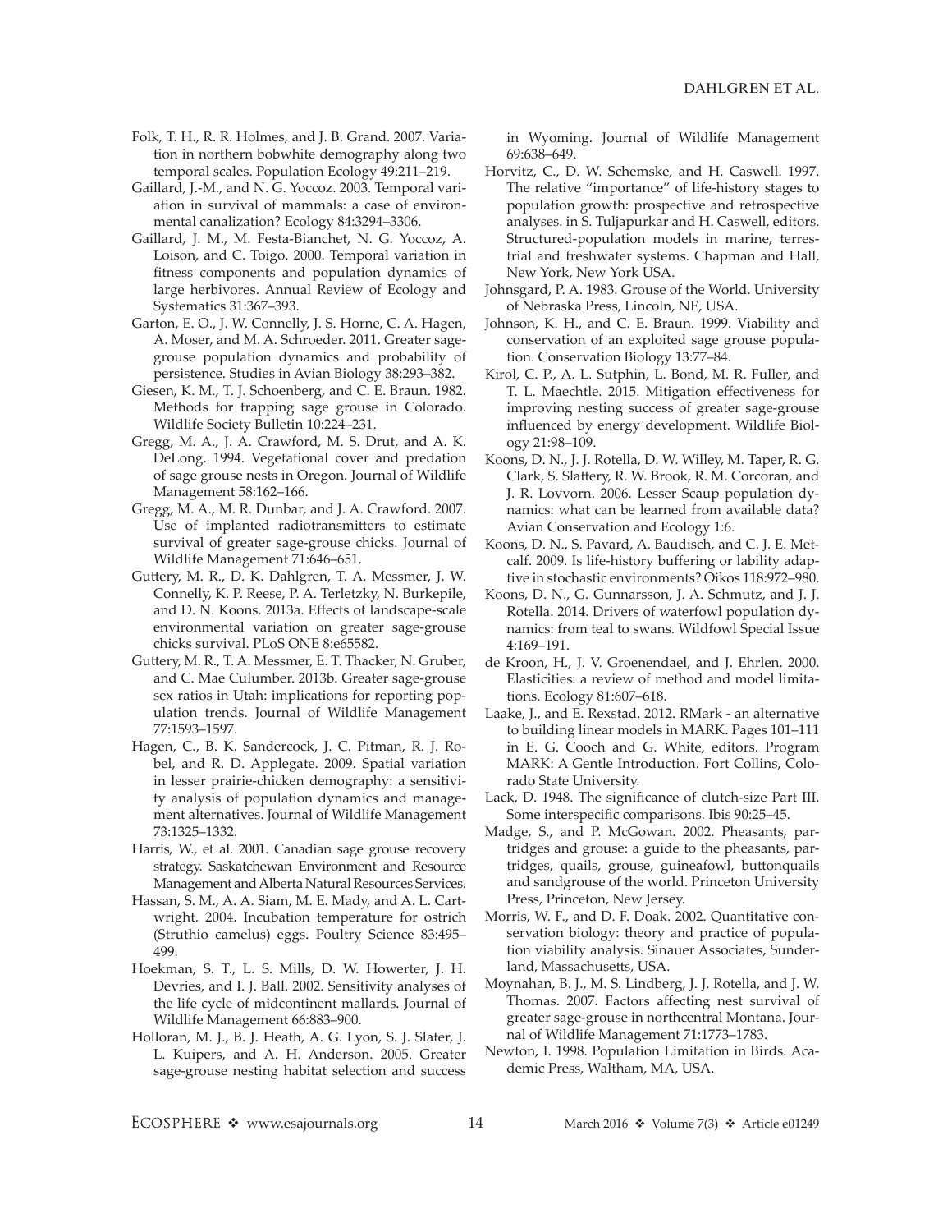Folk, T. H., R. R. Holmes, and J. B. Grand. 2007. Variation in northern bobwhite demography along two temporal scales. Population Ecology 49:211–219.

Gaillard, J.-M., and N. G. Yoccoz. 2003. Temporal variation in survival of mammals: a case of environmental canalization? Ecology 84:3294–3306.

Gaillard, J. M., M. Festa-Bianchet, N. G. Yoccoz, A. Loison, and C. Toigo. 2000. Temporal variation in fitness components and population dynamics of large herbivores. Annual Review of Ecology and Systematics 31:367–393.

Garton, E. O., J. W. Connelly, J. S. Horne, C. A. Hagen, A. Moser, and M. A. Schroeder. 2011. Greater sage-grouse population dynamics and probability of persistence. Studies in Avian Biology 38:293–382.

Giesen, K. M., T. J. Schoenberg, and C. E. Braun. 1982. Methods for trapping sage grouse in Colorado. Wildlife Society Bulletin 10:224–231.

Gregg, M. A., J. A. Crawford, M. S. Drut, and A. K. DeLong. 1994. Vegetational cover and predation of sage grouse nests in Oregon. Journal of Wildlife Management 58:162–166.

Gregg, M. A., M. R. Dunbar, and J. A. Crawford. 2007. Use of implanted radiotransmitters to estimate survival of greater sage-grouse chicks. Journal of Wildlife Management 71:646–651.

Guttery, M. R., D. K. Dahlgren, T. A. Messmer, J. W. Connelly, K. P. Reese, P. A. Terletzky, N. Burkepile, and D. N. Koons. 2013a. Effects of landscape-scale environmental variation on greater sage-grouse chicks survival. PLoS ONE 8:e65582.

Guttery, M. R., T. A. Messmer, E. T. Thacker, N. Gruber, and C. Mae Culumber. 2013b. Greater sage-grouse sex ratios in Utah: implications for reporting population trends. Journal of Wildlife Management 77:1593–1597.

Hagen, C., B. K. Sandercock, J. C. Pitman, R. J. Robel, and R. D. Applegate. 2009. Spatial variation in lesser prairie-chicken demography: a sensitivity analysis of population dynamics and management alternatives. Journal of Wildlife Management 73:1325–1332.

Harris, W., et al. 2001. Canadian sage grouse recovery strategy. Saskatchewan Environment and Resource Management and Alberta Natural Resources Services.

Hassan, S. M., A. A. Siam, M. E. Mady, and A. L. Cartwright. 2004. Incubation temperature for ostrich (Struthio camelus) eggs. Poultry Science 83:495–499.

Hoekman, S. T., L. S. Mills, D. W. Howerter, J. H. Devries, and I. J. Ball. 2002. Sensitivity analyses of the life cycle of midcontinent mallards. Journal of Wildlife Management 66:883–900.

Holloran, M. J., B. J. Heath, A. G. Lyon, S. J. Slater, J. L. Kuipers, and A. H. Anderson. 2005. Greater sage-grouse nesting habitat selection and success in Wyoming. Journal of Wildlife Management 69:638–649.

Horvitz, C., D. W. Schemske, and H. Caswell. 1997. The relative "importance" of life-history stages to population growth: prospective and retrospective analyses. in S. Tuljapurkar and H. Caswell, editors. Structured-population models in marine, terrestrial and freshwater systems. Chapman and Hall, New York, New York USA.

Johnsgard, P. A. 1983. Grouse of the World. University of Nebraska Press, Lincoln, NE, USA.

Johnson, K. H., and C. E. Braun. 1999. Viability and conservation of an exploited sage grouse population. Conservation Biology 13:77–84.

Kirol, C. P., A. L. Sutphin, L. Bond, M. R. Fuller, and T. L. Maechtle. 2015. Mitigation effectiveness for improving nesting success of greater sage-grouse influenced by energy development. Wildlife Biology 21:98–109.

Koons, D. N., J. J. Rotella, D. W. Willey, M. Taper, R. G. Clark, S. Slattery, R. W. Brook, R. M. Corcoran, and J. R. Lovvorn. 2006. Lesser Scaup population dynamics: what can be learned from available data? Avian Conservation and Ecology 1:6.

Koons, D. N., S. Pavard, A. Baudisch, and C. J. E. Metcalf. 2009. Is life-history buffering or lability adaptive in stochastic environments? Oikos 118:972–980.

Koons, D. N., G. Gunnarsson, J. A. Schmutz, and J. J. Rotella. 2014. Drivers of waterfowl population dynamics: from teal to swans. Wildfowl Special Issue 4:169–191.

de Kroon, H., J. V. Groenendael, and J. Ehrlen. 2000. Elasticities: a review of method and model limitations. Ecology 81:607–618.

Laake, J., and E. Rexstad. 2012. RMark - an alternative to building linear models in MARK. Pages 101–111 in E. G. Cooch and G. White, editors. Program MARK: A Gentle Introduction. Fort Collins, Colorado State University.

Lack, D. 1948. The significance of clutch-size Part III. Some interspecific comparisons. Ibis 90:25–45.

Madge, S., and P. McGowan. 2002. Pheasants, partridges and grouse: a guide to the pheasants, partridges, quails, grouse, guineafowl, buttonquails and sandgrouse of the world. Princeton University Press, Princeton, New Jersey.

Morris, W. F., and D. F. Doak. 2002. Quantitative conservation biology: theory and practice of population viability analysis. Sinauer Associates, Sunderland, Massachusetts, USA.

Moynahan, B. J., M. S. Lindberg, J. J. Rotella, and J. W. Thomas. 2007. Factors affecting nest survival of greater sage-grouse in northcentral Montana. Journal of Wildlife Management 71:1773–1783.

Newton, I. 1998. Population Limitation in Birds. Academic Press, Waltham, MA, USA.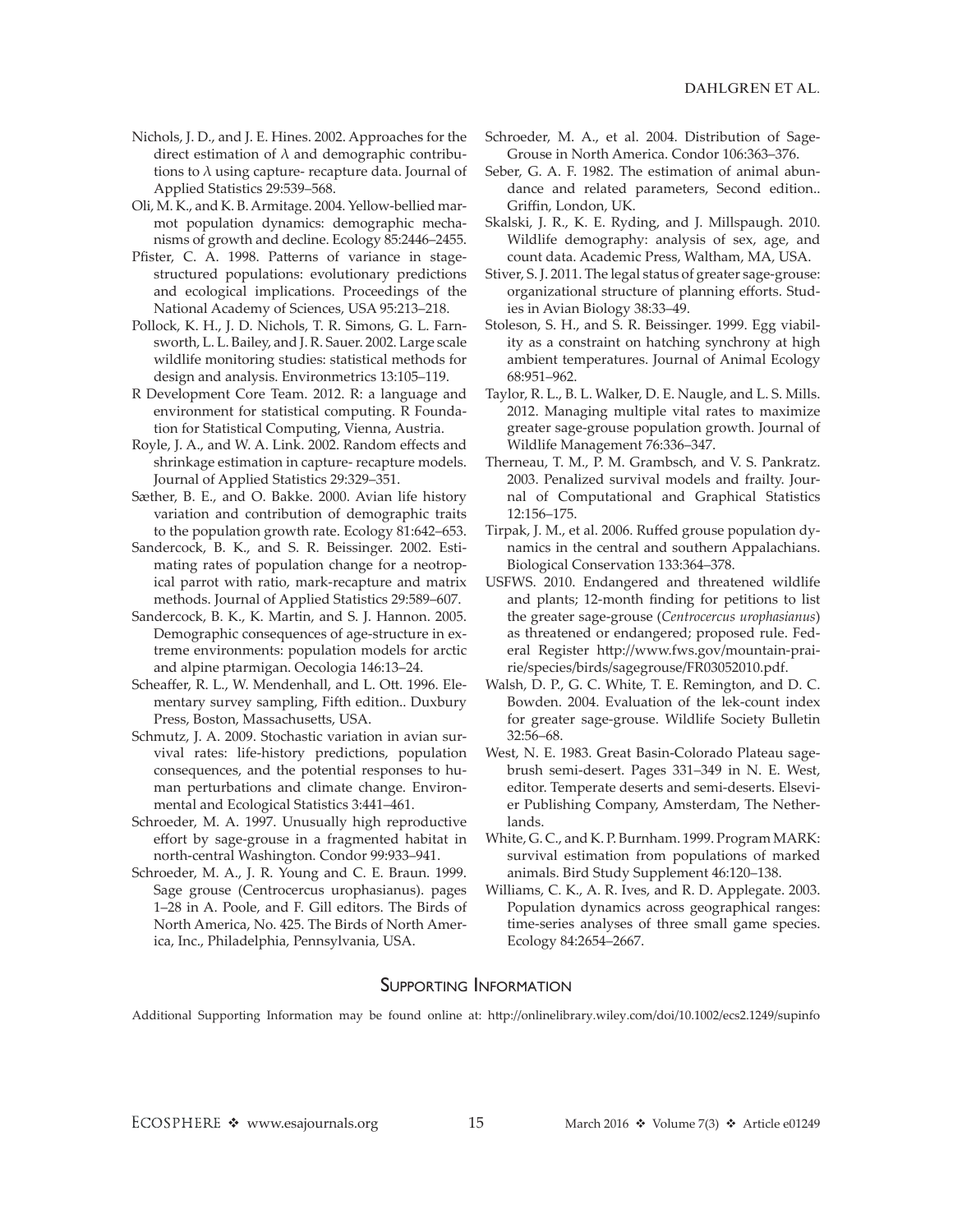Nichols, J. D., and J. E. Hines. 2002. Approaches for the direct estimation of $\lambda$ and demographic contributions to $\lambda$ using capture- recapture data. Journal of Applied Statistics 29:539–568.

Oli, M. K., and K. B. Armitage. 2004. Yellow-bellied marmot population dynamics: demographic mechanisms of growth and decline. Ecology 85:2446–2455.

Pfister, C. A. 1998. Patterns of variance in stage-structured populations: evolutionary predictions and ecological implications. Proceedings of the National Academy of Sciences, USA 95:213–218.

Pollock, K. H., J. D. Nichols, T. R. Simons, G. L. Farnsworth, L. L. Bailey, and J. R. Sauer. 2002. Large scale wildlife monitoring studies: statistical methods for design and analysis. Environmetrics 13:105–119.

R Development Core Team. 2012. R: a language and environment for statistical computing. R Foundation for Statistical Computing, Vienna, Austria.

Royle, J. A., and W. A. Link. 2002. Random effects and shrinkage estimation in capture- recapture models. Journal of Applied Statistics 29:329–351.

Sæther, B. E., and O. Bakke. 2000. Avian life history variation and contribution of demographic traits to the population growth rate. Ecology 81:642–653.

Sandercock, B. K., and S. R. Beissinger. 2002. Estimating rates of population change for a neotropical parrot with ratio, mark-recapture and matrix methods. Journal of Applied Statistics 29:589–607.

Sandercock, B. K., K. Martin, and S. J. Hannon. 2005. Demographic consequences of age-structure in extreme environments: population models for arctic and alpine ptarmigan. Oecologia 146:13–24.

Scheaffer, R. L., W. Mendenhall, and L. Ott. 1996. Elementary survey sampling, Fifth edition.. Duxbury Press, Boston, Massachusetts, USA.

Schmutz, J. A. 2009. Stochastic variation in avian survival rates: life-history predictions, population consequences, and the potential responses to human perturbations and climate change. Environmental and Ecological Statistics 3:441–461.

Schroeder, M. A. 1997. Unusually high reproductive effort by sage-grouse in a fragmented habitat in north-central Washington. Condor 99:933–941.

Schroeder, M. A., J. R. Young and C. E. Braun. 1999. Sage grouse (Centrocercus urophasianus). pages 1–28 in A. Poole, and F. Gill editors. The Birds of North America, No. 425. The Birds of North America, Inc., Philadelphia, Pennsylvania, USA.

Schroeder, M. A., et al. 2004. Distribution of Sage-Grouse in North America. Condor 106:363–376.

Seber, G. A. F. 1982. The estimation of animal abundance and related parameters, Second edition.. Griffin, London, UK.

Skalski, J. R., K. E. Ryding, and J. Millspaugh. 2010. Wildlife demography: analysis of sex, age, and count data. Academic Press, Waltham, MA, USA.

Stiver, S. J. 2011. The legal status of greater sage-grouse: organizational structure of planning efforts. Studies in Avian Biology 38:33–49.

Stoleson, S. H., and S. R. Beissinger. 1999. Egg viability as a constraint on hatching synchrony at high ambient temperatures. Journal of Animal Ecology 68:951–962.

Taylor, R. L., B. L. Walker, D. E. Naugle, and L. S. Mills. 2012. Managing multiple vital rates to maximize greater sage-grouse population growth. Journal of Wildlife Management 76:336–347.

Therneau, T. M., P. M. Grambsch, and V. S. Pankratz. 2003. Penalized survival models and frailty. Journal of Computational and Graphical Statistics 12:156–175.

Tirpak, J. M., et al. 2006. Ruffed grouse population dynamics in the central and southern Appalachians. Biological Conservation 133:364–378.

USFWS. 2010. Endangered and threatened wildlife and plants; 12-month finding for petitions to list the greater sage-grouse (*Centrocercus urophasianus*) as threatened or endangered; proposed rule. Federal Register http://www.fws.gov/mountain-prairie/species/birds/sagegrouse/FR03052010.pdf.

Walsh, D. P., G. C. White, T. E. Remington, and D. C. Bowden. 2004. Evaluation of the lek-count index for greater sage-grouse. Wildlife Society Bulletin 32:56–68.

West, N. E. 1983. Great Basin-Colorado Plateau sagebrush semi-desert. Pages 331–349 in N. E. West, editor. Temperate deserts and semi-deserts. Elsevier Publishing Company, Amsterdam, The Netherlands.

White, G. C., and K. P. Burnham. 1999. Program MARK: survival estimation from populations of marked animals. Bird Study Supplement 46:120–138.

Williams, C. K., A. R. Ives, and R. D. Applegate. 2003. Population dynamics across geographical ranges: time-series analyses of three small game species. Ecology 84:2654–2667.

## Supporting Information

Additional Supporting Information may be found online at: http://onlinelibrary.wiley.com/doi/10.1002/ecs2.1249/supinfo